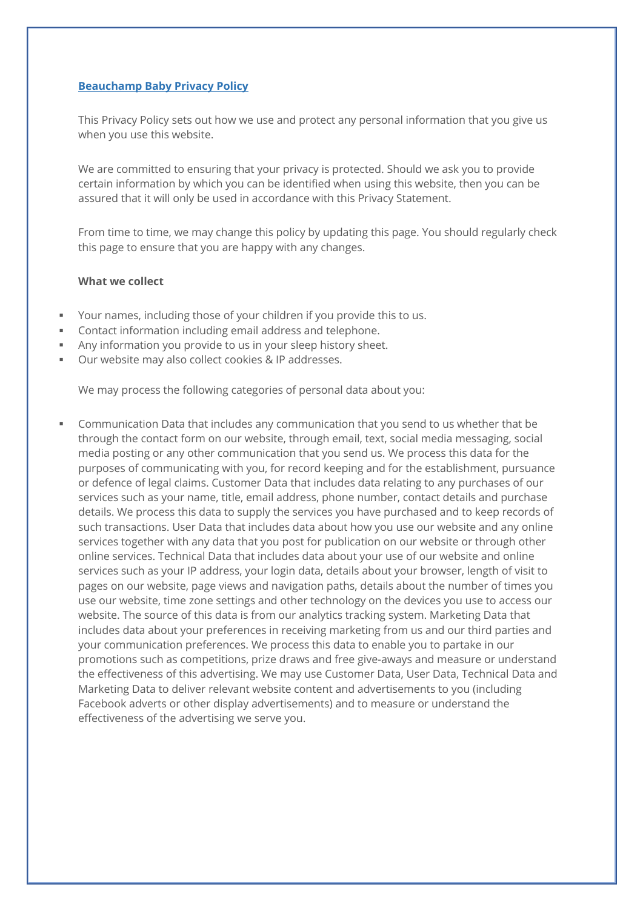# Beauchamp Baby Privacy Policy

This Privacy Policy sets out how we use and protect any personal information that you give us when you use this website.

We are committed to ensuring that your privacy is protected. Should we ask you to provide certain information by which you can be identified when using this website, then you can be assured that it will only be used in accordance with this Privacy Statement.

From time to time, we may change this policy by updating this page. You should regularly check this page to ensure that you are happy with any changes.

**What we collect**

- Your names, including those of your children if you provide this to us.
- Contact information including email address and telephone.
- Any information you provide to us in your sleep history sheet.
- Our website may also collect cookies & IP addresses.

We may process the following categories of personal data about you:

- Communication Data that includes any communication that you send to us whether that be through the contact form on our website, through email, text, social media messaging, social media posting or any other communication that you send us. We process this data for the purposes of communicating with you, for record keeping and for the establishment, pursuance or defence of legal claims. Customer Data that includes data relating to any purchases of our services such as your name, title, email address, phone number, contact details and purchase details. We process this data to supply the services you have purchased and to keep records of such transactions. User Data that includes data about how you use our website and any online services together with any data that you post for publication on our website or through other online services. Technical Data that includes data about your use of our website and online services such as your IP address, your login data, details about your browser, length of visit to pages on our website, page views and navigation paths, details about the number of times you use our website, time zone settings and other technology on the devices you use to access our website. The source of this data is from our analytics tracking system. Marketing Data that includes data about your preferences in receiving marketing from us and our third parties and your communication preferences. We process this data to enable you to partake in our promotions such as competitions, prize draws and free give-aways and measure or understand the effectiveness of this advertising. We may use Customer Data, User Data, Technical Data and Marketing Data to deliver relevant website content and advertisements to you (including Facebook adverts or other display advertisements) and to measure or understand the effectiveness of the advertising we serve you.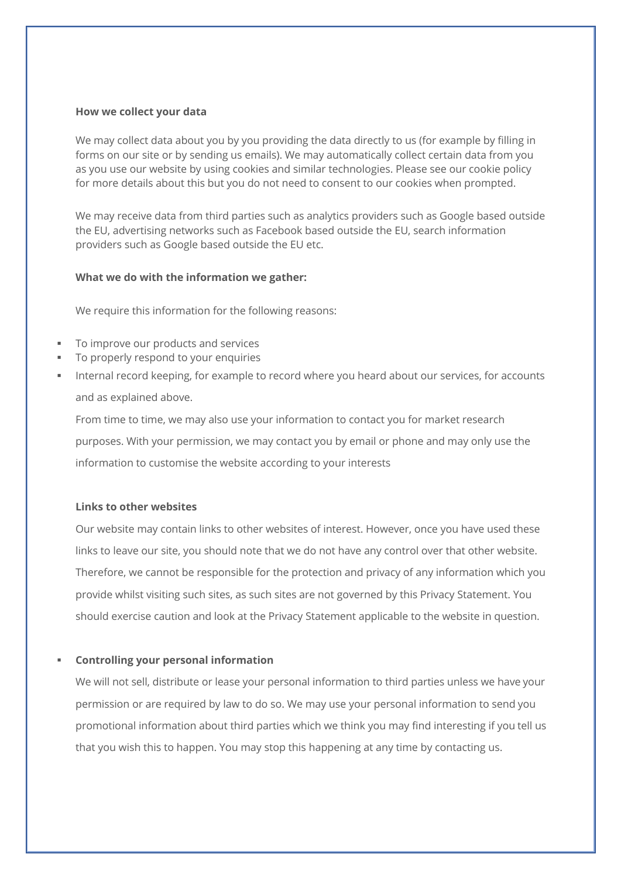**How we collect your data**

We may collect data about you by you providing the data directly to us (for example by filling in forms on our site or by sending us emails). We may automatically collect certain data from you as you use our website by using cookies and similar technologies. Please see our cookie policy for more details about this but you do not need to consent to our cookies when prompted.

We may receive data from third parties such as analytics providers such as Google based outside the EU, advertising networks such as Facebook based outside the EU, search information providers such as Google based outside the EU etc.

**What we do with the information we gather:**

We require this information for the following reasons:

- To improve our products and services
- To properly respond to your enquiries
- Internal record keeping, for example to record where you heard about our services, for accounts and as explained above.

From time to time, we may also use your information to contact you for market research purposes. With your permission, we may contact you by email or phone and may only use the information to customise the website according to your interests

**Links to other websites**

Our website may contain links to other websites of interest. However, once you have used these links to leave our site, you should note that we do not have any control over that other website. Therefore, we cannot be responsible for the protection and privacy of any information which you provide whilst visiting such sites, as such sites are not governed by this Privacy Statement. You should exercise caution and look at the Privacy Statement applicable to the website in question.

- **Controlling your personal information**

We will not sell, distribute or lease your personal information to third parties unless we have your permission or are required by law to do so. We may use your personal information to send you promotional information about third parties which we think you may find interesting if you tell us that you wish this to happen. You may stop this happening at any time by contacting us.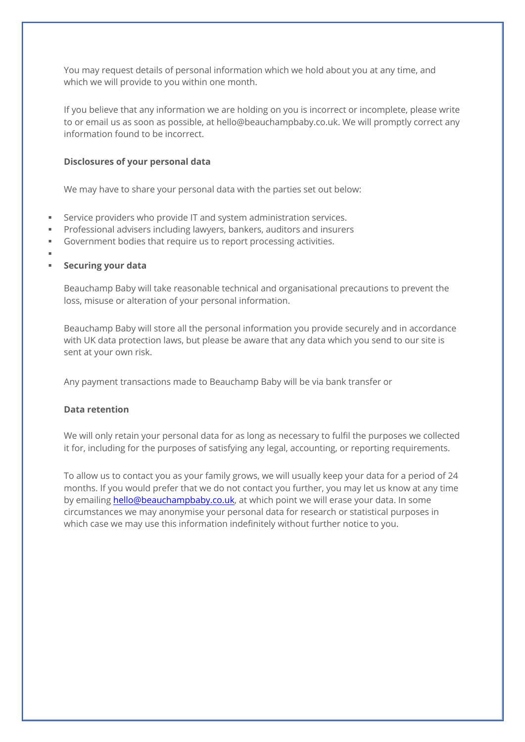You may request details of personal information which we hold about you at any time, and which we will provide to you within one month.

If you believe that any information we are holding on you is incorrect or incomplete, please write to or email us as soon as possible, at hello@beauchampbaby.co.uk. We will promptly correct any information found to be incorrect.

**Disclosures of your personal data**

We may have to share your personal data with the parties set out below:

- Service providers who provide IT and system administration services.
- Professional advisers including lawyers, bankers, auditors and insurers
- Government bodies that require us to report processing activities.

**Securing your data**

Beauchamp Baby will take reasonable technical and organisational precautions to prevent the loss, misuse or alteration of your personal information.

Beauchamp Baby will store all the personal information you provide securely and in accordance with UK data protection laws, but please be aware that any data which you send to our site is sent at your own risk.

Any payment transactions made to Beauchamp Baby will be via bank transfer or

**Data retention**

We will only retain your personal data for as long as necessary to fulfil the purposes we collected it for, including for the purposes of satisfying any legal, accounting, or reporting requirements.

To allow us to contact you as your family grows, we will usually keep your data for a period of 24 months. If you would prefer that we do not contact you further, you may let us know at any time by emailing hello@beauchampbaby.co.uk, at which point we will erase your data. In some circumstances we may anonymise your personal data for research or statistical purposes in which case we may use this information indefinitely without further notice to you.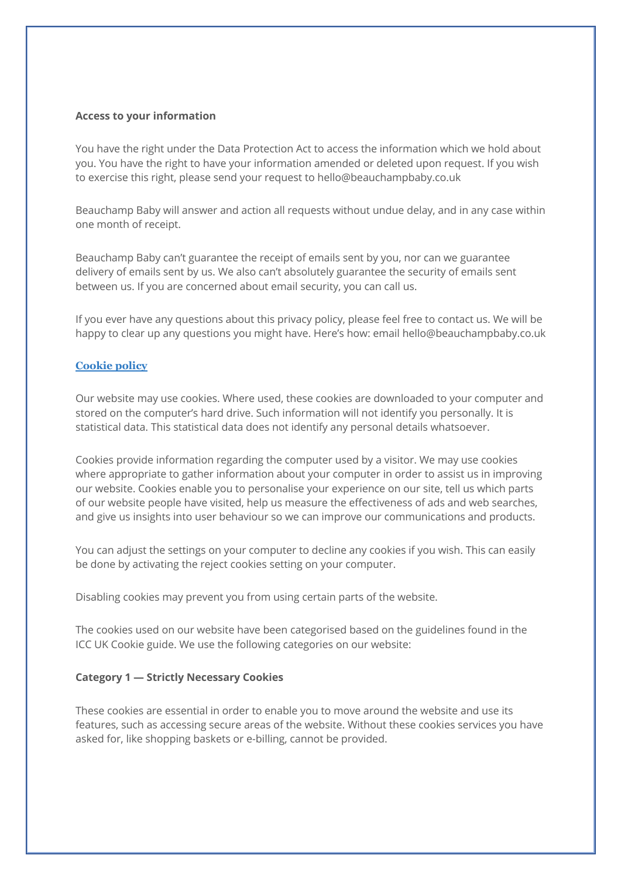**Access to your information**

You have the right under the Data Protection Act to access the information which we hold about you. You have the right to have your information amended or deleted upon request. If you wish to exercise this right, please send your request to hello@beauchampbaby.co.uk

Beauchamp Baby will answer and action all requests without undue delay, and in any case within one month of receipt.

Beauchamp Baby can't guarantee the receipt of emails sent by you, nor can we guarantee delivery of emails sent by us. We also can't absolutely guarantee the security of emails sent between us. If you are concerned about email security, you can call us.

If you ever have any questions about this privacy policy, please feel free to contact us. We will be happy to clear up any questions you might have. Here's how: email hello@beauchampbaby.co.uk

## Cookie policy

Our website may use cookies. Where used, these cookies are downloaded to your computer and stored on the computer's hard drive. Such information will not identify you personally. It is statistical data. This statistical data does not identify any personal details whatsoever.

Cookies provide information regarding the computer used by a visitor. We may use cookies where appropriate to gather information about your computer in order to assist us in improving our website. Cookies enable you to personalise your experience on our site, tell us which parts of our website people have visited, help us measure the effectiveness of ads and web searches, and give us insights into user behaviour so we can improve our communications and products.

You can adjust the settings on your computer to decline any cookies if you wish. This can easily be done by activating the reject cookies setting on your computer.

Disabling cookies may prevent you from using certain parts of the website.

The cookies used on our website have been categorised based on the guidelines found in the ICC UK Cookie guide. We use the following categories on our website:

**Category 1 — Strictly Necessary Cookies**

These cookies are essential in order to enable you to move around the website and use its features, such as accessing secure areas of the website. Without these cookies services you have asked for, like shopping baskets or e-billing, cannot be provided.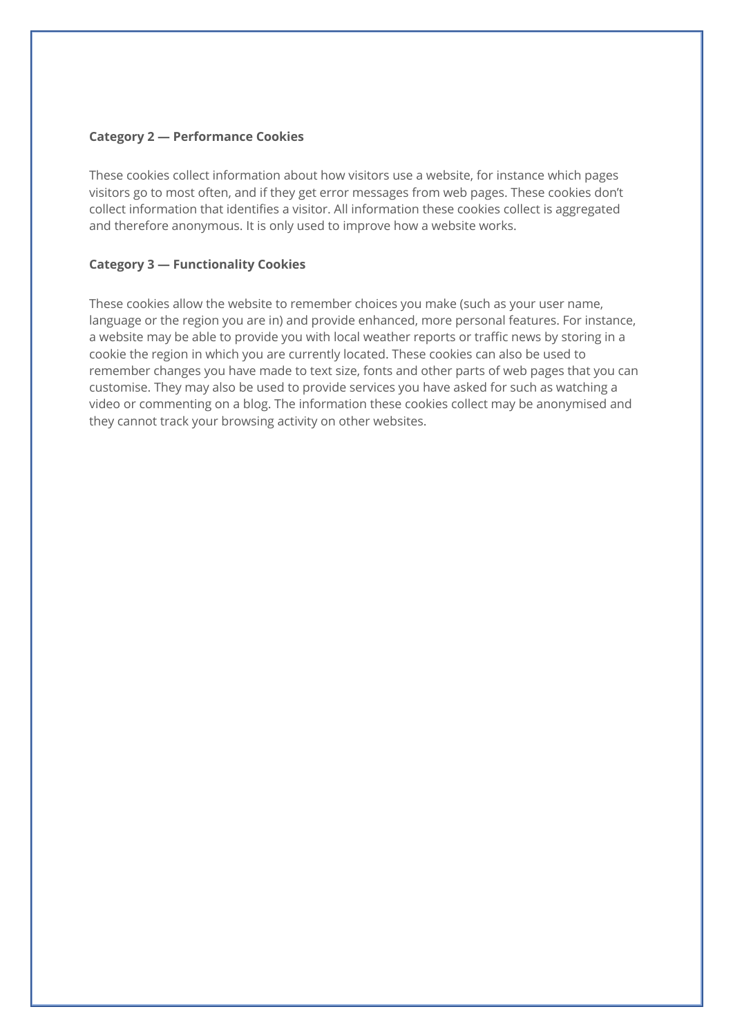**Category 2 — Performance Cookies**

These cookies collect information about how visitors use a website, for instance which pages visitors go to most often, and if they get error messages from web pages. These cookies don't collect information that identifies a visitor. All information these cookies collect is aggregated and therefore anonymous. It is only used to improve how a website works.

**Category 3 — Functionality Cookies**

These cookies allow the website to remember choices you make (such as your user name, language or the region you are in) and provide enhanced, more personal features. For instance, a website may be able to provide you with local weather reports or traffic news by storing in a cookie the region in which you are currently located. These cookies can also be used to remember changes you have made to text size, fonts and other parts of web pages that you can customise. They may also be used to provide services you have asked for such as watching a video or commenting on a blog. The information these cookies collect may be anonymised and they cannot track your browsing activity on other websites.